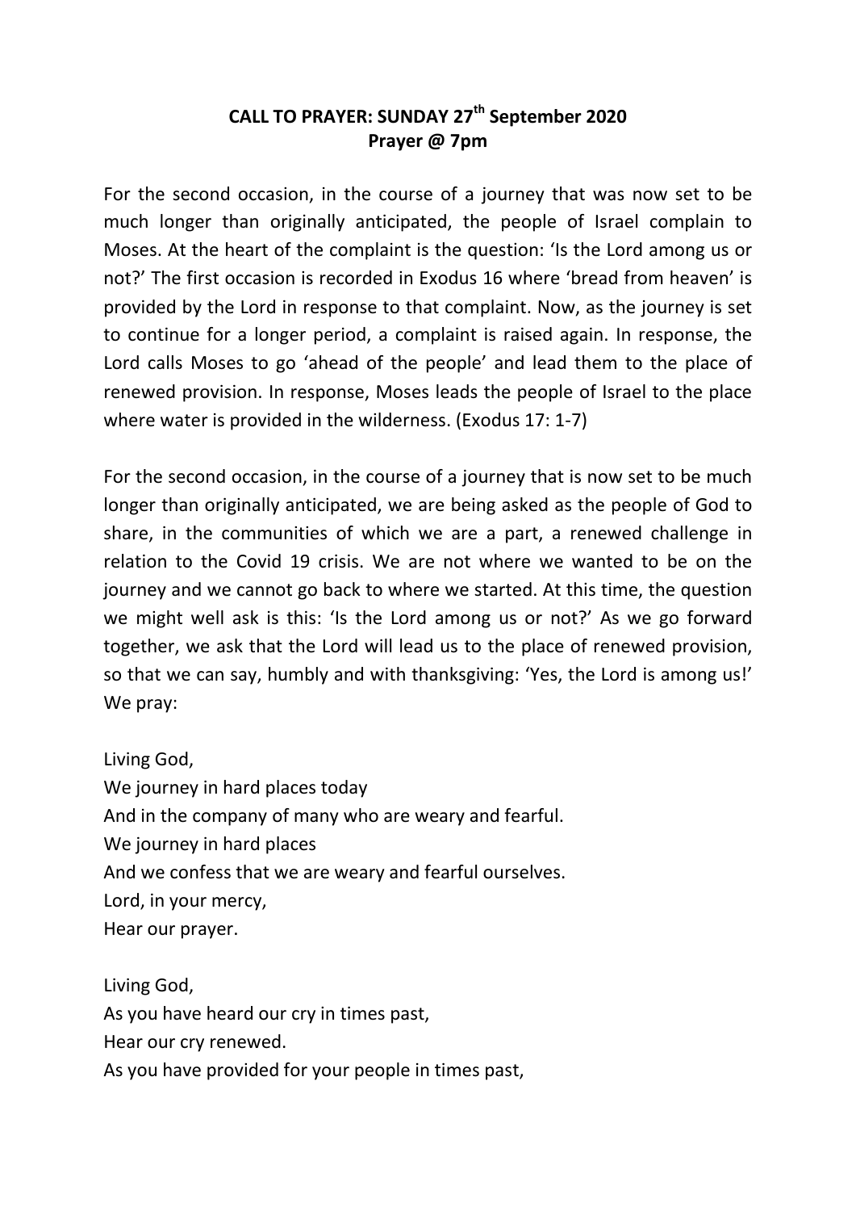**CALL TO PRAYER: SUNDAY 27th September 2020**
**Prayer @ 7pm**

For the second occasion, in the course of a journey that was now set to be much longer than originally anticipated, the people of Israel complain to Moses. At the heart of the complaint is the question: 'Is the Lord among us or not?' The first occasion is recorded in Exodus 16 where 'bread from heaven' is provided by the Lord in response to that complaint. Now, as the journey is set to continue for a longer period, a complaint is raised again. In response, the Lord calls Moses to go 'ahead of the people' and lead them to the place of renewed provision. In response, Moses leads the people of Israel to the place where water is provided in the wilderness. (Exodus 17: 1-7)

For the second occasion, in the course of a journey that is now set to be much longer than originally anticipated, we are being asked as the people of God to share, in the communities of which we are a part, a renewed challenge in relation to the Covid 19 crisis. We are not where we wanted to be on the journey and we cannot go back to where we started. At this time, the question we might well ask is this: 'Is the Lord among us or not?' As we go forward together, we ask that the Lord will lead us to the place of renewed provision, so that we can say, humbly and with thanksgiving: 'Yes, the Lord is among us!' We pray:

Living God,
We journey in hard places today
And in the company of many who are weary and fearful.
We journey in hard places
And we confess that we are weary and fearful ourselves.
Lord, in your mercy,
Hear our prayer.

Living God,
As you have heard our cry in times past,
Hear our cry renewed.
As you have provided for your people in times past,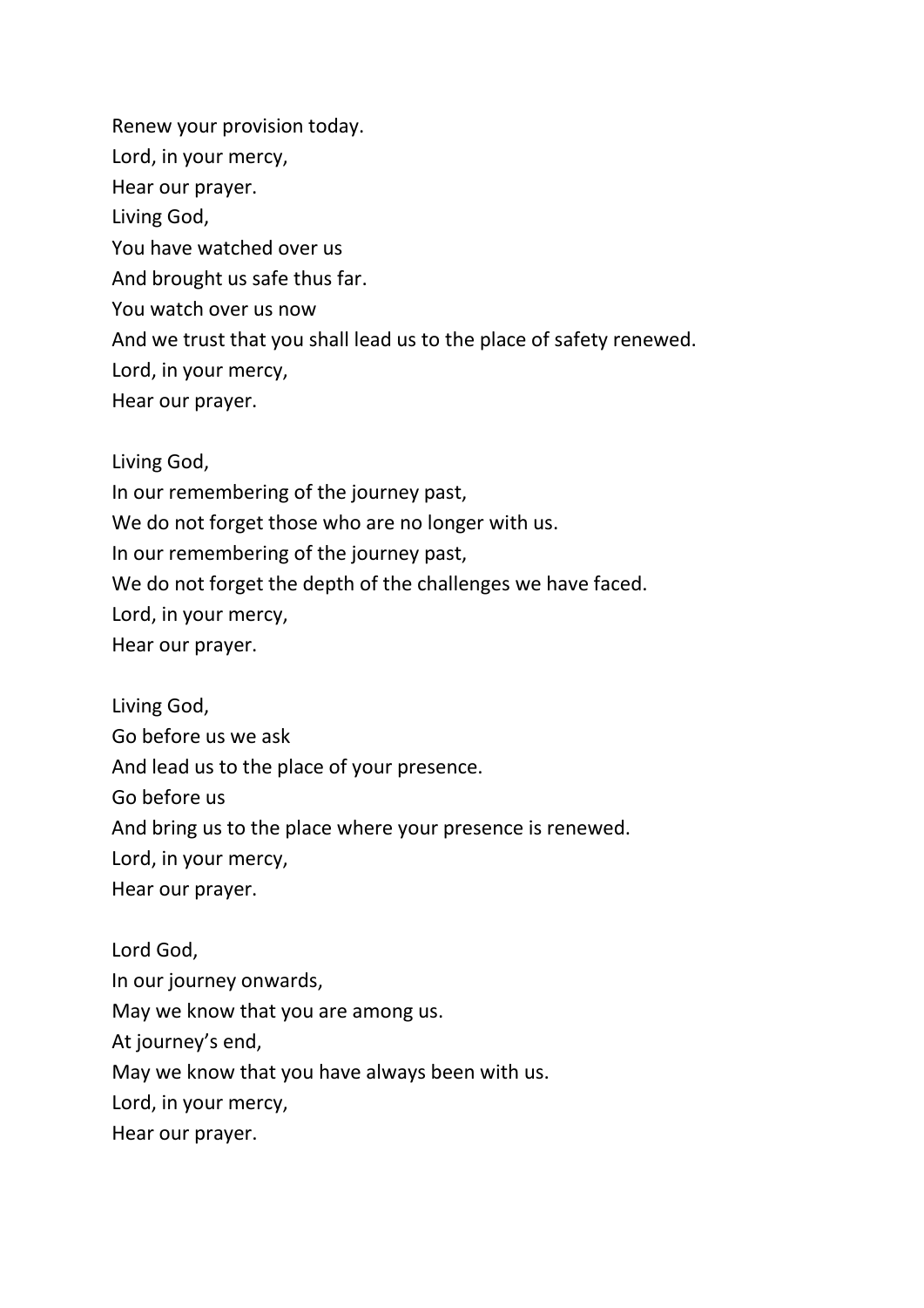Renew your provision today.
Lord, in your mercy,
Hear our prayer.
Living God,
You have watched over us
And brought us safe thus far.
You watch over us now
And we trust that you shall lead us to the place of safety renewed.
Lord, in your mercy,
Hear our prayer.

Living God,
In our remembering of the journey past,
We do not forget those who are no longer with us.
In our remembering of the journey past,
We do not forget the depth of the challenges we have faced.
Lord, in your mercy,
Hear our prayer.

Living God,
Go before us we ask
And lead us to the place of your presence.
Go before us
And bring us to the place where your presence is renewed.
Lord, in your mercy,
Hear our prayer.

Lord God,
In our journey onwards,
May we know that you are among us.
At journey's end,
May we know that you have always been with us.
Lord, in your mercy,
Hear our prayer.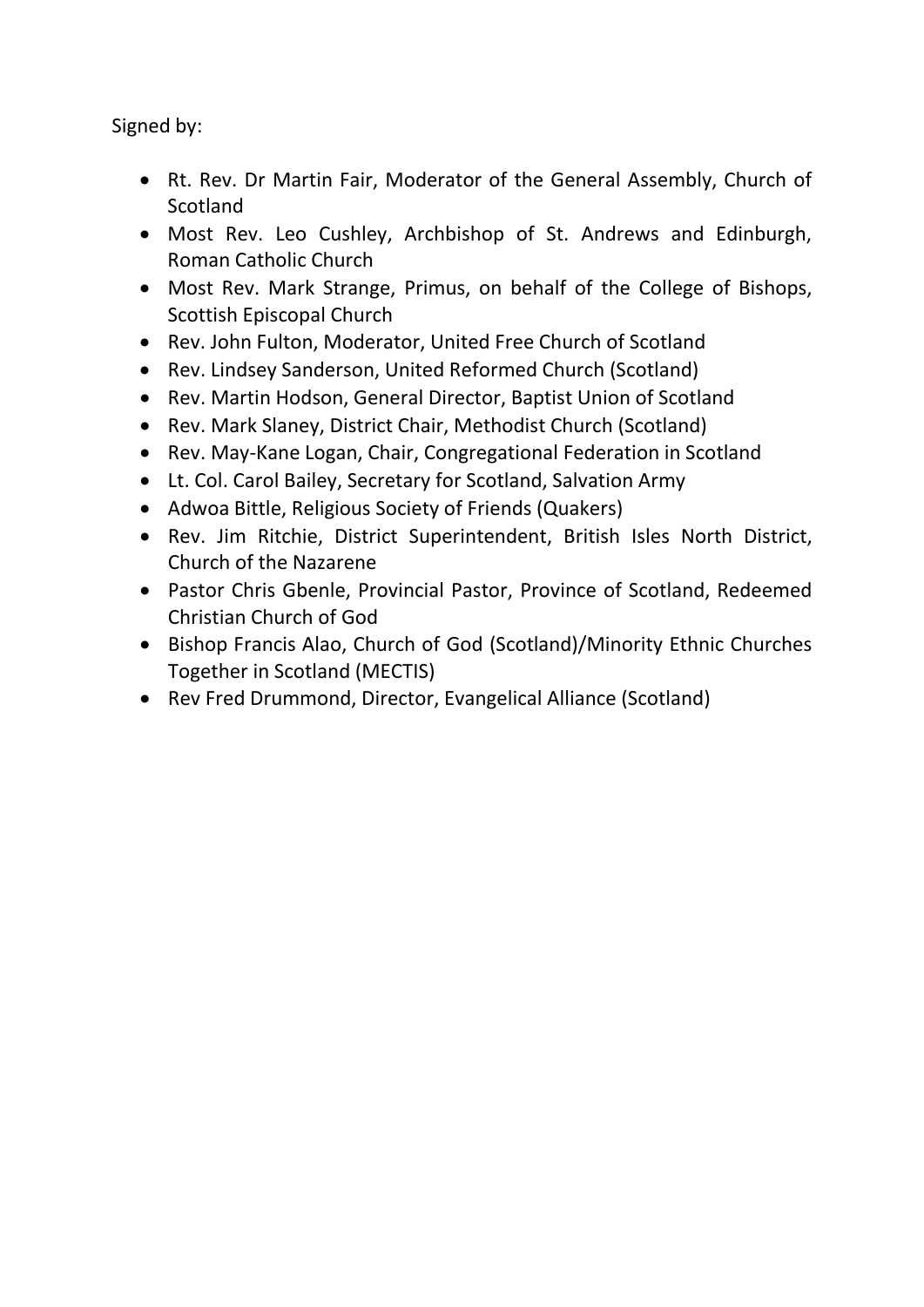Signed by:

- Rt. Rev. Dr Martin Fair, Moderator of the General Assembly, Church of Scotland
- Most Rev. Leo Cushley, Archbishop of St. Andrews and Edinburgh, Roman Catholic Church
- Most Rev. Mark Strange, Primus, on behalf of the College of Bishops, Scottish Episcopal Church
- Rev. John Fulton, Moderator, United Free Church of Scotland
- Rev. Lindsey Sanderson, United Reformed Church (Scotland)
- Rev. Martin Hodson, General Director, Baptist Union of Scotland
- Rev. Mark Slaney, District Chair, Methodist Church (Scotland)
- Rev. May-Kane Logan, Chair, Congregational Federation in Scotland
- Lt. Col. Carol Bailey, Secretary for Scotland, Salvation Army
- Adwoa Bittle, Religious Society of Friends (Quakers)
- Rev. Jim Ritchie, District Superintendent, British Isles North District, Church of the Nazarene
- Pastor Chris Gbenle, Provincial Pastor, Province of Scotland, Redeemed Christian Church of God
- Bishop Francis Alao, Church of God (Scotland)/Minority Ethnic Churches Together in Scotland (MECTIS)
- Rev Fred Drummond, Director, Evangelical Alliance (Scotland)